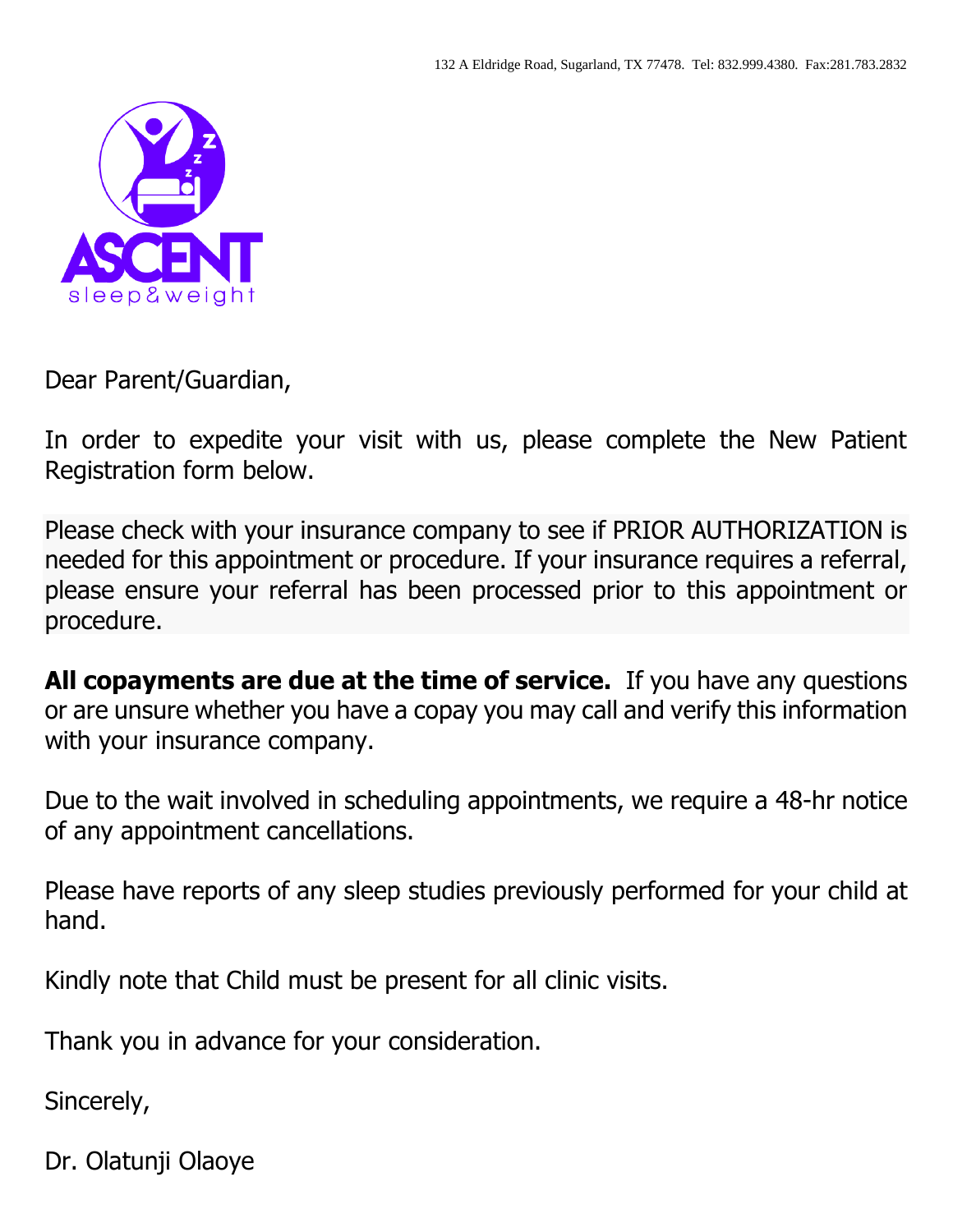132 A Eldridge Road, Sugarland, TX 77478. Tel: 832.999.4380. Fax:281.783.2832

ASCENT sleep&weight

Dear Parent/Guardian,

In order to expedite your visit with us, please complete the New Patient Registration form below.

Please check with your insurance company to see if PRIOR AUTHORIZATION is needed for this appointment or procedure. If your insurance requires a referral, please ensure your referral has been processed prior to this appointment or procedure.

**All copayments are due at the time of service.** If you have any questions or are unsure whether you have a copay you may call and verify this information with your insurance company.

Due to the wait involved in scheduling appointments, we require a 48-hr notice of any appointment cancellations.

Please have reports of any sleep studies previously performed for your child at hand.

Kindly note that Child must be present for all clinic visits.

Thank you in advance for your consideration.

Sincerely,

Dr. Olatunji Olaoye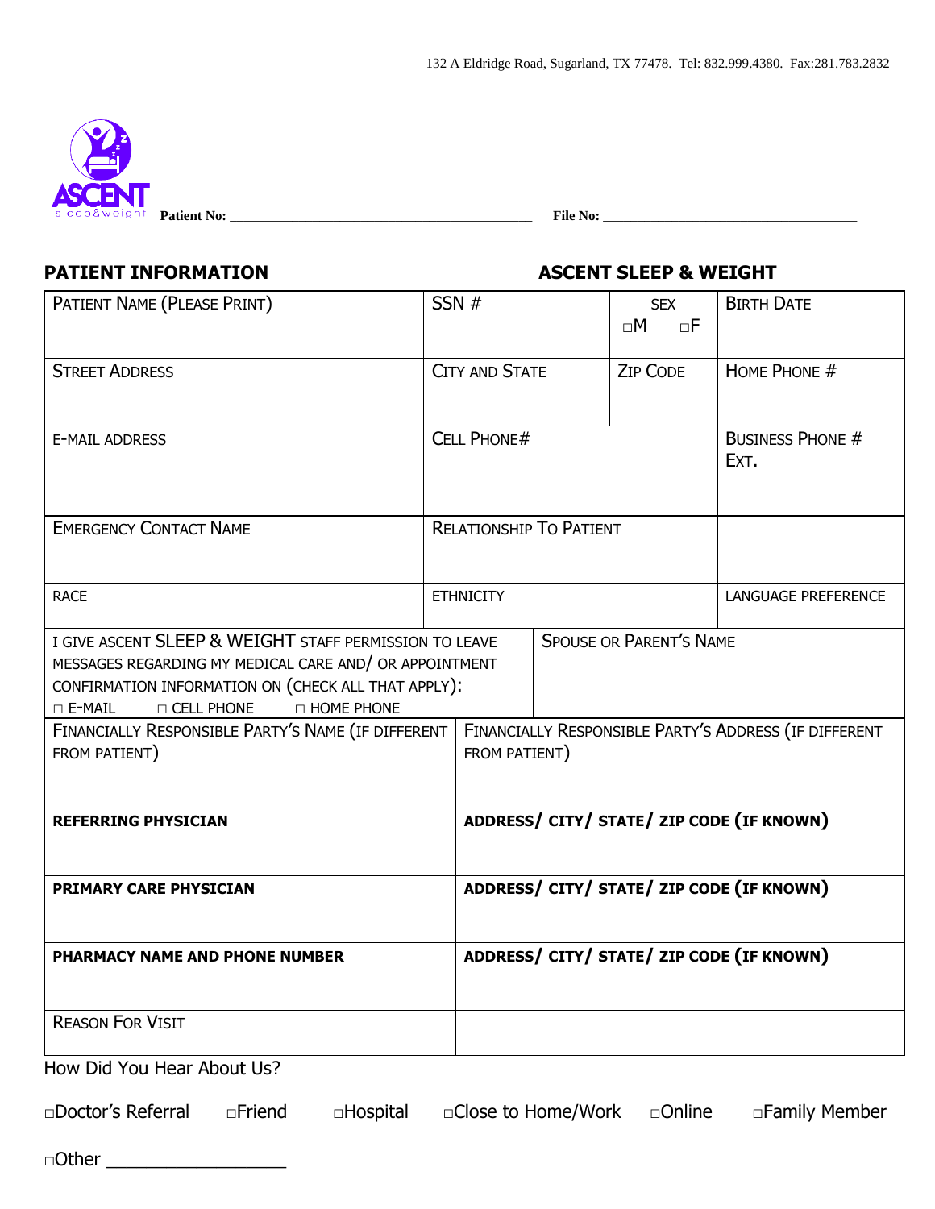132 A Eldridge Road, Sugarland, TX 77478. Tel: 832.999.4380. Fax:281.783.2832

ASCENT sleep&weight

**Patient No:** ____________________________________________ **File No:** ____________________________________

## PATIENT INFORMATION

## ASCENT SLEEP & WEIGHT

| PATIENT NAME (PLEASE PRINT) | SSN # | SEX □M □F | BIRTH DATE |
|---|---|---|---|
| STREET ADDRESS | CITY AND STATE | ZIP CODE | HOME PHONE # |
| E-MAIL ADDRESS | CELL PHONE# | | BUSINESS PHONE # EXT. |
| EMERGENCY CONTACT NAME | RELATIONSHIP TO PATIENT | | |
| RACE | ETHNICITY | | LANGUAGE PREFERENCE |

| I GIVE ASCENT SLEEP & WEIGHT STAFF PERMISSION TO LEAVE MESSAGES REGARDING MY MEDICAL CARE AND/ OR APPOINTMENT CONFIRMATION INFORMATION ON (CHECK ALL THAT APPLY): □ E-MAIL □ CELL PHONE □ HOME PHONE | SPOUSE OR PARENT'S NAME |
|---|---|
| FINANCIALLY RESPONSIBLE PARTY'S NAME (IF DIFFERENT FROM PATIENT) | FINANCIALLY RESPONSIBLE PARTY'S ADDRESS (IF DIFFERENT FROM PATIENT) |
| **REFERRING PHYSICIAN** | **ADDRESS/ CITY/ STATE/ ZIP CODE (IF KNOWN)** |
| **PRIMARY CARE PHYSICIAN** | **ADDRESS/ CITY/ STATE/ ZIP CODE (IF KNOWN)** |
| **PHARMACY NAME AND PHONE NUMBER** | **ADDRESS/ CITY/ STATE/ ZIP CODE (IF KNOWN)** |
| REASON FOR VISIT | |

How Did You Hear About Us?

□Doctor's Referral □Friend □Hospital □Close to Home/Work □Online □Family Member

□Other __________________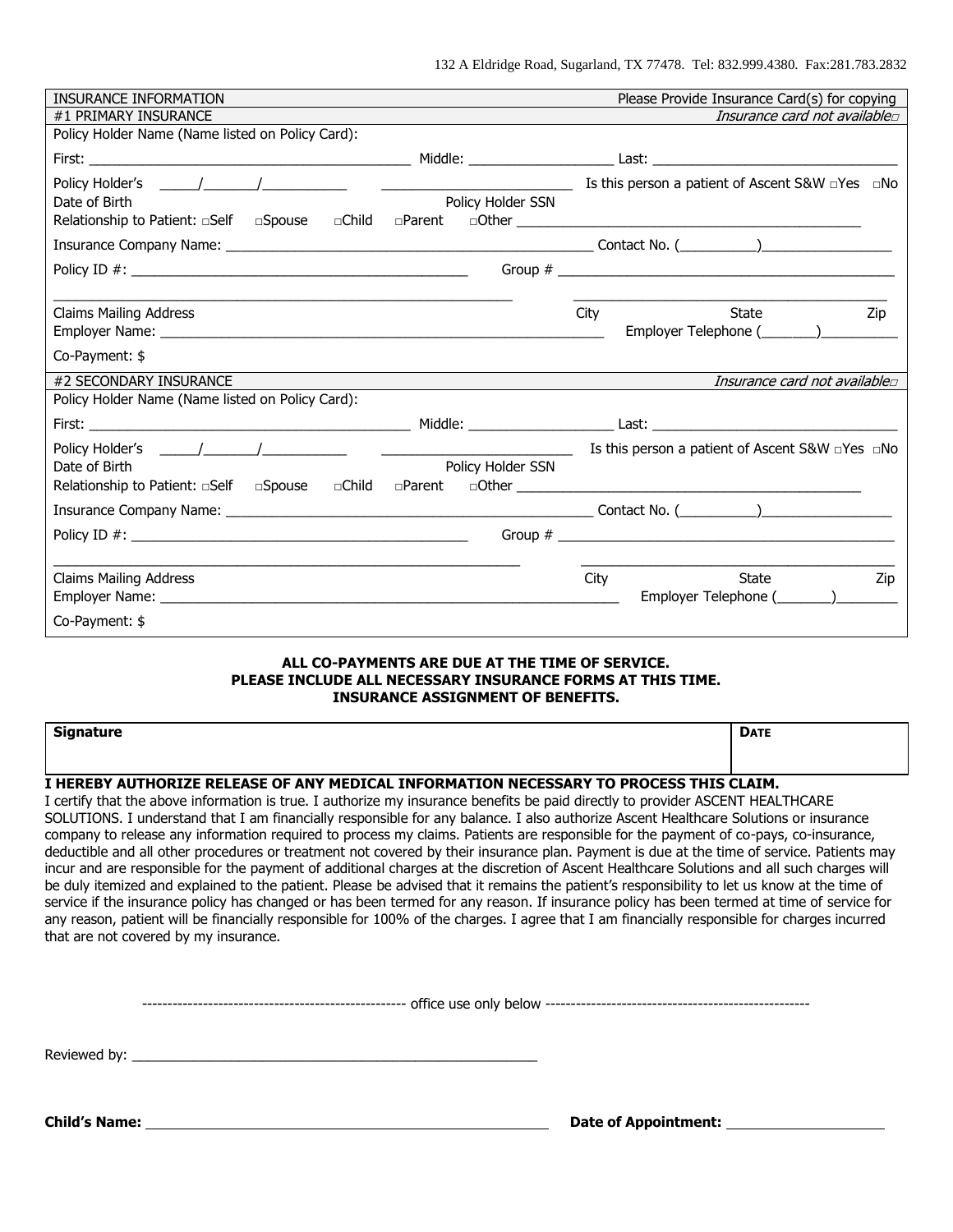132 A Eldridge Road, Sugarland, TX 77478. Tel: 832.999.4380. Fax:281.783.2832

| INSURANCE INFORMATION | Please Provide Insurance Card(s) for copying |
|---|---|
| #1 PRIMARY INSURANCE | *Insurance card not available*□ |

Policy Holder Name (Name listed on Policy Card):

First: ______________________________ Middle: ________________ Last: ___________________________

Policy Holder's Date of Birth ____/_____/________ ____________________ Policy Holder SSN Is this person a patient of Ascent S&W □Yes □No

Relationship to Patient: □Self □Spouse □Child □Parent □Other ________________________________

Insurance Company Name: ________________________________________ Contact No. (________)______________

Policy ID #: ____________________________________ Group # ____________________________________

______________________________________________ Claims Mailing Address ______________________________ City State Zip

Employer Name: __________________________________________________ Employer Telephone (______)________

Co-Payment: $

| #2 SECONDARY INSURANCE | *Insurance card not available*□ |
|---|---|

Policy Holder Name (Name listed on Policy Card):

First: ______________________________ Middle: ________________ Last: ___________________________

Policy Holder's Date of Birth ____/_____/________ ____________________ Policy Holder SSN Is this person a patient of Ascent S&W □Yes □No

Relationship to Patient: □Self □Spouse □Child □Parent □Other ________________________________

Insurance Company Name: ________________________________________ Contact No. (________)______________

Policy ID #: ____________________________________ Group # ____________________________________

______________________________________________ Claims Mailing Address ______________________________ City State Zip

Employer Name: __________________________________________________ Employer Telephone (______)________

Co-Payment: $

**ALL CO-PAYMENTS ARE DUE AT THE TIME OF SERVICE.**
**PLEASE INCLUDE ALL NECESSARY INSURANCE FORMS AT THIS TIME.**
**INSURANCE ASSIGNMENT OF BENEFITS.**

| **Signature** | **DATE** |
|---|---|
| | |

**I HEREBY AUTHORIZE RELEASE OF ANY MEDICAL INFORMATION NECESSARY TO PROCESS THIS CLAIM.**

I certify that the above information is true. I authorize my insurance benefits be paid directly to provider ASCENT HEALTHCARE SOLUTIONS. I understand that I am financially responsible for any balance. I also authorize Ascent Healthcare Solutions or insurance company to release any information required to process my claims. Patients are responsible for the payment of co-pays, co-insurance, deductible and all other procedures or treatment not covered by their insurance plan. Payment is due at the time of service. Patients may incur and are responsible for the payment of additional charges at the discretion of Ascent Healthcare Solutions and all such charges will be duly itemized and explained to the patient. Please be advised that it remains the patient's responsibility to let us know at the time of service if the insurance policy has changed or has been termed for any reason. If insurance policy has been termed at time of service for any reason, patient will be financially responsible for 100% of the charges. I agree that I am financially responsible for charges incurred that are not covered by my insurance.

---------------------------------------------------- office use only below ----------------------------------------------------

Reviewed by: ______________________________________________

**Child's Name:** ______________________________________________ **Date of Appointment:** __________________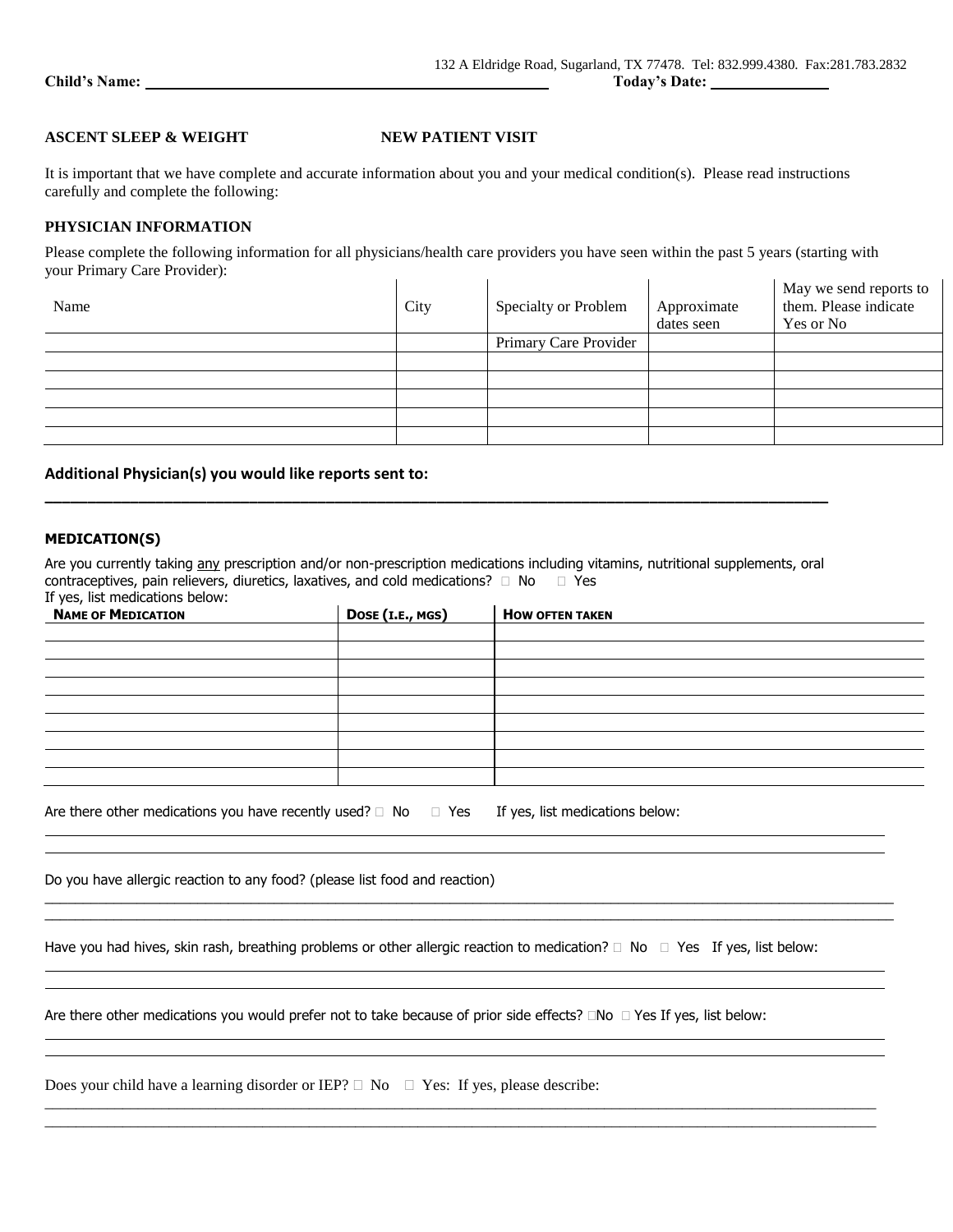132 A Eldridge Road, Sugarland, TX 77478. Tel: 832.999.4380. Fax:281.783.2832

**Child's Name:** ______________________________ **Today's Date:** ______________

**ASCENT SLEEP & WEIGHT** **NEW PATIENT VISIT**

It is important that we have complete and accurate information about you and your medical condition(s). Please read instructions carefully and complete the following:

**PHYSICIAN INFORMATION**

Please complete the following information for all physicians/health care providers you have seen within the past 5 years (starting with your Primary Care Provider):

| Name | City | Specialty or Problem | Approximate dates seen | May we send reports to them. Please indicate Yes or No |
|---|---|---|---|---|
| | | Primary Care Provider | | |
| | | | | |
| | | | | |
| | | | | |
| | | | | |
| | | | | |

**Additional Physician(s) you would like reports sent to:**

______________________________________________________________________

**MEDICATION(S)**

Are you currently taking any prescription and/or non-prescription medications including vitamins, nutritional supplements, oral contraceptives, pain relievers, diuretics, laxatives, and cold medications? ☐ No ☐ Yes

If yes, list medications below:

| NAME OF MEDICATION | DOSE (I.E., MGS) | HOW OFTEN TAKEN |
|---|---|---|
| | | |
| | | |
| | | |
| | | |
| | | |
| | | |
| | | |
| | | |
| | | |

Are there other medications you have recently used? ☐ No ☐ Yes If yes, list medications below:

______________________________________________________________________

______________________________________________________________________

Do you have allergic reaction to any food? (please list food and reaction)

______________________________________________________________________

______________________________________________________________________

Have you had hives, skin rash, breathing problems or other allergic reaction to medication? ☐ No ☐ Yes If yes, list below:

______________________________________________________________________

______________________________________________________________________

Are there other medications you would prefer not to take because of prior side effects? ☐No ☐ Yes If yes, list below:

______________________________________________________________________

______________________________________________________________________

Does your child have a learning disorder or IEP? ☐ No ☐ Yes: If yes, please describe:

______________________________________________________________________

______________________________________________________________________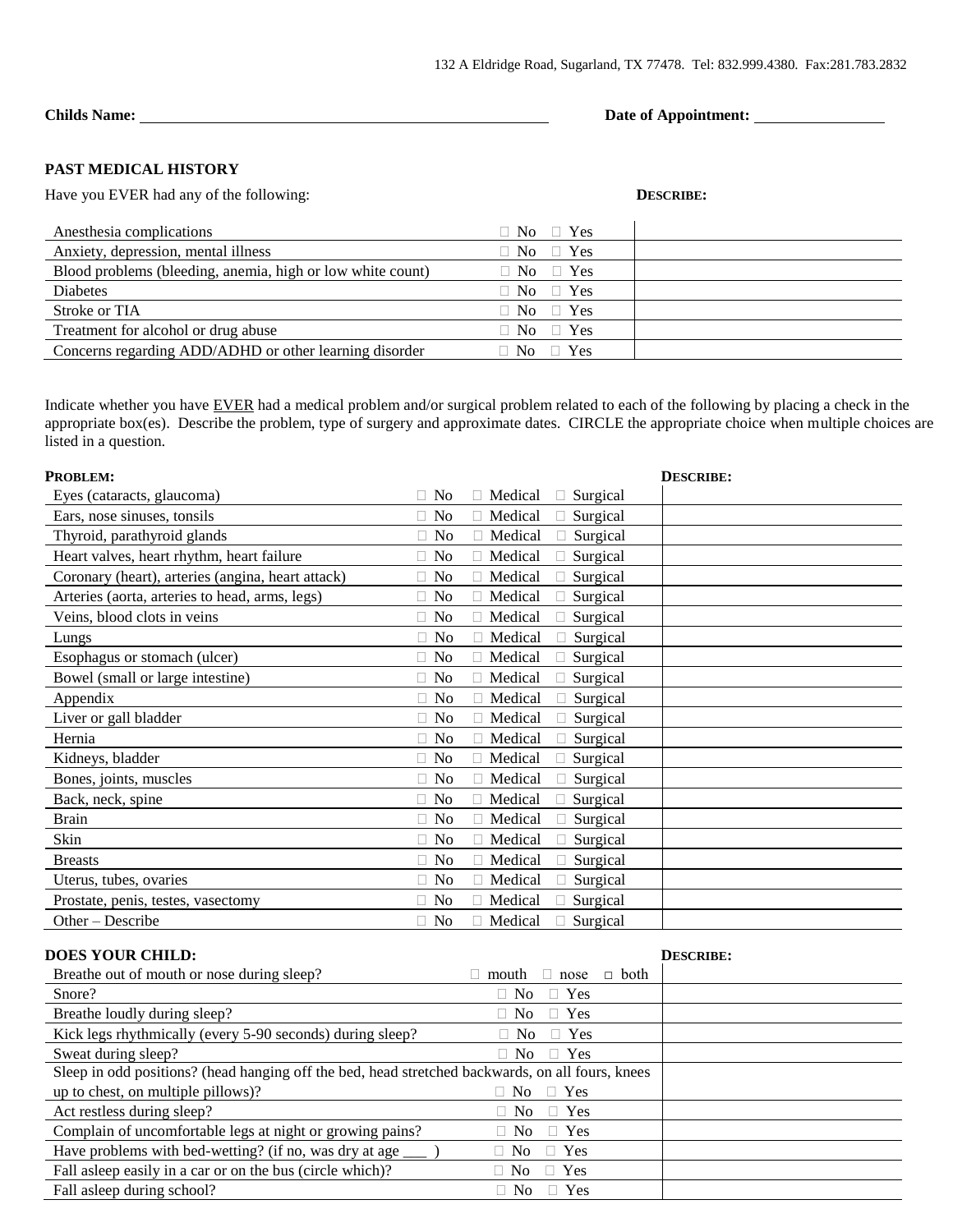132 A Eldridge Road, Sugarland, TX 77478. Tel: 832.999.4380. Fax:281.783.2832

**Childs Name:** ________________________________ **Date of Appointment:** ____________

### PAST MEDICAL HISTORY

Have you EVER had any of the following:

| | | **DESCRIBE:** |
|---|---|---|
| Anesthesia complications | □ No □ Yes | |
| Anxiety, depression, mental illness | □ No □ Yes | |
| Blood problems (bleeding, anemia, high or low white count) | □ No □ Yes | |
| Diabetes | □ No □ Yes | |
| Stroke or TIA | □ No □ Yes | |
| Treatment for alcohol or drug abuse | □ No □ Yes | |
| Concerns regarding ADD/ADHD or other learning disorder | □ No □ Yes | |

Indicate whether you have EVER had a medical problem and/or surgical problem related to each of the following by placing a check in the appropriate box(es). Describe the problem, type of surgery and approximate dates. CIRCLE the appropriate choice when multiple choices are listed in a question.

| **PROBLEM:** | | **DESCRIBE:** |
|---|---|---|
| Eyes (cataracts, glaucoma) | □ No □ Medical □ Surgical | |
| Ears, nose sinuses, tonsils | □ No □ Medical □ Surgical | |
| Thyroid, parathyroid glands | □ No □ Medical □ Surgical | |
| Heart valves, heart rhythm, heart failure | □ No □ Medical □ Surgical | |
| Coronary (heart), arteries (angina, heart attack) | □ No □ Medical □ Surgical | |
| Arteries (aorta, arteries to head, arms, legs) | □ No □ Medical □ Surgical | |
| Veins, blood clots in veins | □ No □ Medical □ Surgical | |
| Lungs | □ No □ Medical □ Surgical | |
| Esophagus or stomach (ulcer) | □ No □ Medical □ Surgical | |
| Bowel (small or large intestine) | □ No □ Medical □ Surgical | |
| Appendix | □ No □ Medical □ Surgical | |
| Liver or gall bladder | □ No □ Medical □ Surgical | |
| Hernia | □ No □ Medical □ Surgical | |
| Kidneys, bladder | □ No □ Medical □ Surgical | |
| Bones, joints, muscles | □ No □ Medical □ Surgical | |
| Back, neck, spine | □ No □ Medical □ Surgical | |
| Brain | □ No □ Medical □ Surgical | |
| Skin | □ No □ Medical □ Surgical | |
| Breasts | □ No □ Medical □ Surgical | |
| Uterus, tubes, ovaries | □ No □ Medical □ Surgical | |
| Prostate, penis, testes, vasectomy | □ No □ Medical □ Surgical | |
| Other – Describe | □ No □ Medical □ Surgical | |

| **DOES YOUR CHILD:** | | **DESCRIBE:** |
|---|---|---|
| Breathe out of mouth or nose during sleep? | □ mouth □ nose □ both | |
| Snore? | □ No □ Yes | |
| Breathe loudly during sleep? | □ No □ Yes | |
| Kick legs rhythmically (every 5-90 seconds) during sleep? | □ No □ Yes | |
| Sweat during sleep? | □ No □ Yes | |
| Sleep in odd positions? (head hanging off the bed, head stretched backwards, on all fours, knees up to chest, on multiple pillows)? | □ No □ Yes | |
| Act restless during sleep? | □ No □ Yes | |
| Complain of uncomfortable legs at night or growing pains? | □ No □ Yes | |
| Have problems with bed-wetting? (if no, was dry at age ___ ) | □ No □ Yes | |
| Fall asleep easily in a car or on the bus (circle which)? | □ No □ Yes | |
| Fall asleep during school? | □ No □ Yes | |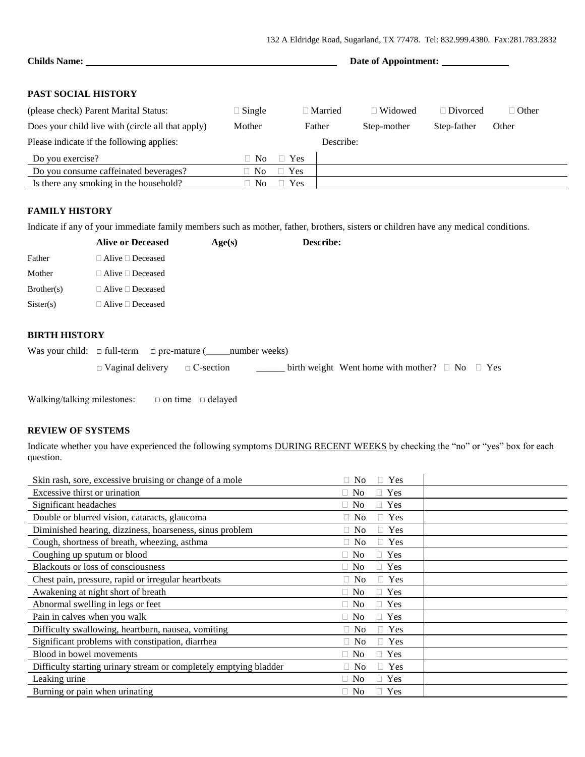132 A Eldridge Road, Sugarland, TX 77478. Tel: 832.999.4380. Fax:281.783.2832

**Childs Name:** ______________________________________________ **Date of Appointment:** ____________

## PAST SOCIAL HISTORY

| (please check) Parent Marital Status: | □ Single | □ Married | □ Widowed | □ Divorced | □ Other |
|---|---|---|---|---|---|
| Does your child live with (circle all that apply) | Mother | Father | Step-mother | Step-father | Other |

Please indicate if the following applies: Describe:

| | | |
|---|---|---|
| Do you exercise? | □ No □ Yes | |
| Do you consume caffeinated beverages? | □ No □ Yes | |
| Is there any smoking in the household? | □ No □ Yes | |

## FAMILY HISTORY

Indicate if any of your immediate family members such as mother, father, brothers, sisters or children have any medical conditions.

| | **Alive or Deceased** | **Age(s)** | **Describe:** |
|---|---|---|---|
| Father | □ Alive □ Deceased | | |
| Mother | □ Alive □ Deceased | | |
| Brother(s) | □ Alive □ Deceased | | |
| Sister(s) | □ Alive □ Deceased | | |

## BIRTH HISTORY

Was your child: □ full-term □ pre-mature (_____number weeks)

□ Vaginal delivery □ C-section ______ birth weight Went home with mother? □ No □ Yes

Walking/talking milestones: □ on time □ delayed

## REVIEW OF SYSTEMS

Indicate whether you have experienced the following symptoms DURING RECENT WEEKS by checking the "no" or "yes" box for each question.

| | | |
|---|---|---|
| Skin rash, sore, excessive bruising or change of a mole | □ No □ Yes | |
| Excessive thirst or urination | □ No □ Yes | |
| Significant headaches | □ No □ Yes | |
| Double or blurred vision, cataracts, glaucoma | □ No □ Yes | |
| Diminished hearing, dizziness, hoarseness, sinus problem | □ No □ Yes | |
| Cough, shortness of breath, wheezing, asthma | □ No □ Yes | |
| Coughing up sputum or blood | □ No □ Yes | |
| Blackouts or loss of consciousness | □ No □ Yes | |
| Chest pain, pressure, rapid or irregular heartbeats | □ No □ Yes | |
| Awakening at night short of breath | □ No □ Yes | |
| Abnormal swelling in legs or feet | □ No □ Yes | |
| Pain in calves when you walk | □ No □ Yes | |
| Difficulty swallowing, heartburn, nausea, vomiting | □ No □ Yes | |
| Significant problems with constipation, diarrhea | □ No □ Yes | |
| Blood in bowel movements | □ No □ Yes | |
| Difficulty starting urinary stream or completely emptying bladder | □ No □ Yes | |
| Leaking urine | □ No □ Yes | |
| Burning or pain when urinating | □ No □ Yes | |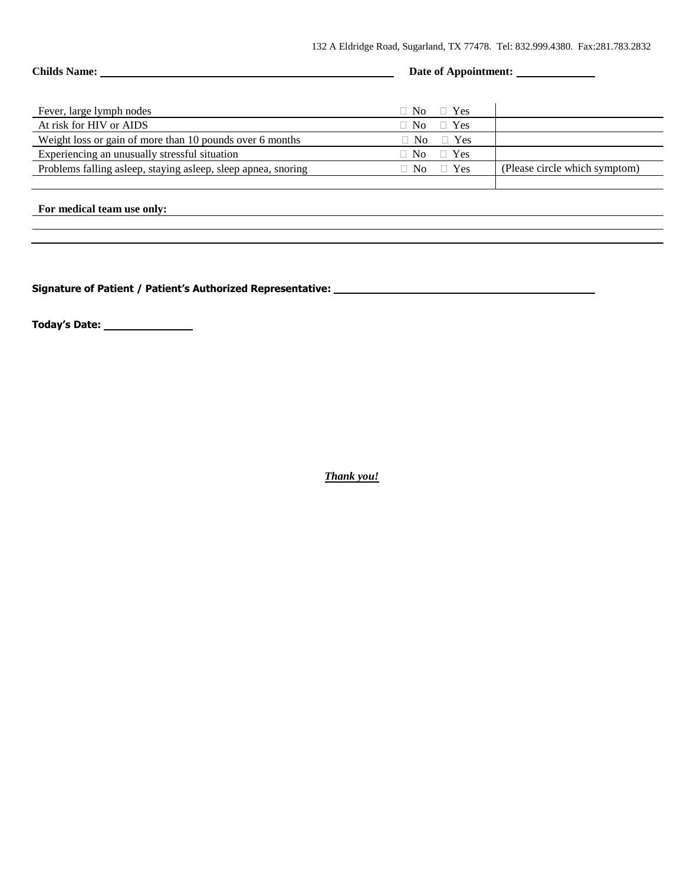132 A Eldridge Road, Sugarland, TX 77478. Tel: 832.999.4380. Fax:281.783.2832

**Childs Name:** ______________________________ **Date of Appointment:** ____________

| | | |
|---|---|---|
| Fever, large lymph nodes | ☐ No ☐ Yes | |
| At risk for HIV or AIDS | ☐ No ☐ Yes | |
| Weight loss or gain of more than 10 pounds over 6 months | ☐ No ☐ Yes | |
| Experiencing an unusually stressful situation | ☐ No ☐ Yes | |
| Problems falling asleep, staying asleep, sleep apnea, snoring | ☐ No ☐ Yes | (Please circle which symptom) |
| | | |

**For medical team use only:** ______________________________

______________________________

______________________________

**Signature of Patient / Patient's Authorized Representative:** ______________________________

**Today's Date:** ____________

***Thank you!***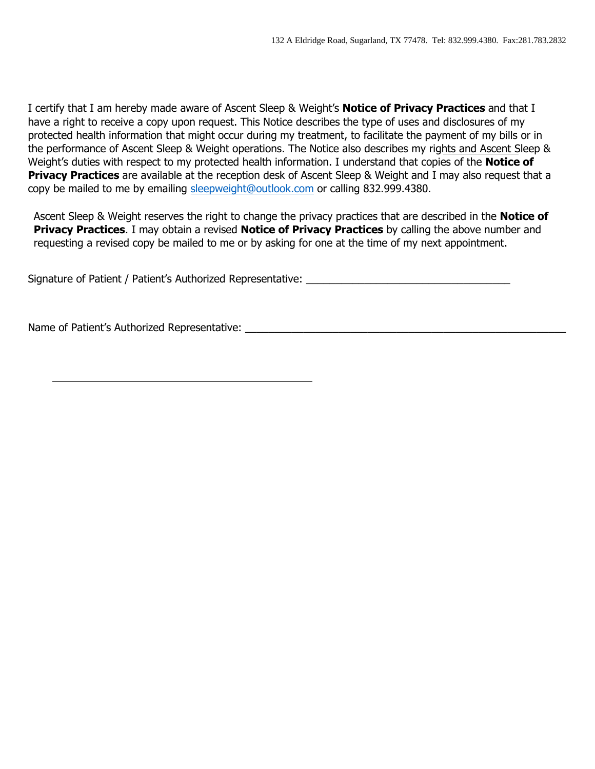132 A Eldridge Road, Sugarland, TX 77478. Tel: 832.999.4380. Fax:281.783.2832

I certify that I am hereby made aware of Ascent Sleep & Weight's **Notice of Privacy Practices** and that I have a right to receive a copy upon request. This Notice describes the type of uses and disclosures of my protected health information that might occur during my treatment, to facilitate the payment of my bills or in the performance of Ascent Sleep & Weight operations. The Notice also describes my rights and Ascent Sleep & Weight's duties with respect to my protected health information. I understand that copies of the **Notice of Privacy Practices** are available at the reception desk of Ascent Sleep & Weight and I may also request that a copy be mailed to me by emailing sleepweight@outlook.com or calling 832.999.4380.

Ascent Sleep & Weight reserves the right to change the privacy practices that are described in the **Notice of Privacy Practices**. I may obtain a revised **Notice of Privacy Practices** by calling the above number and requesting a revised copy be mailed to me or by asking for one at the time of my next appointment.

Signature of Patient / Patient's Authorized Representative: ___________________________________

Name of Patient's Authorized Representative: _______________________________________________________

_____________________________________________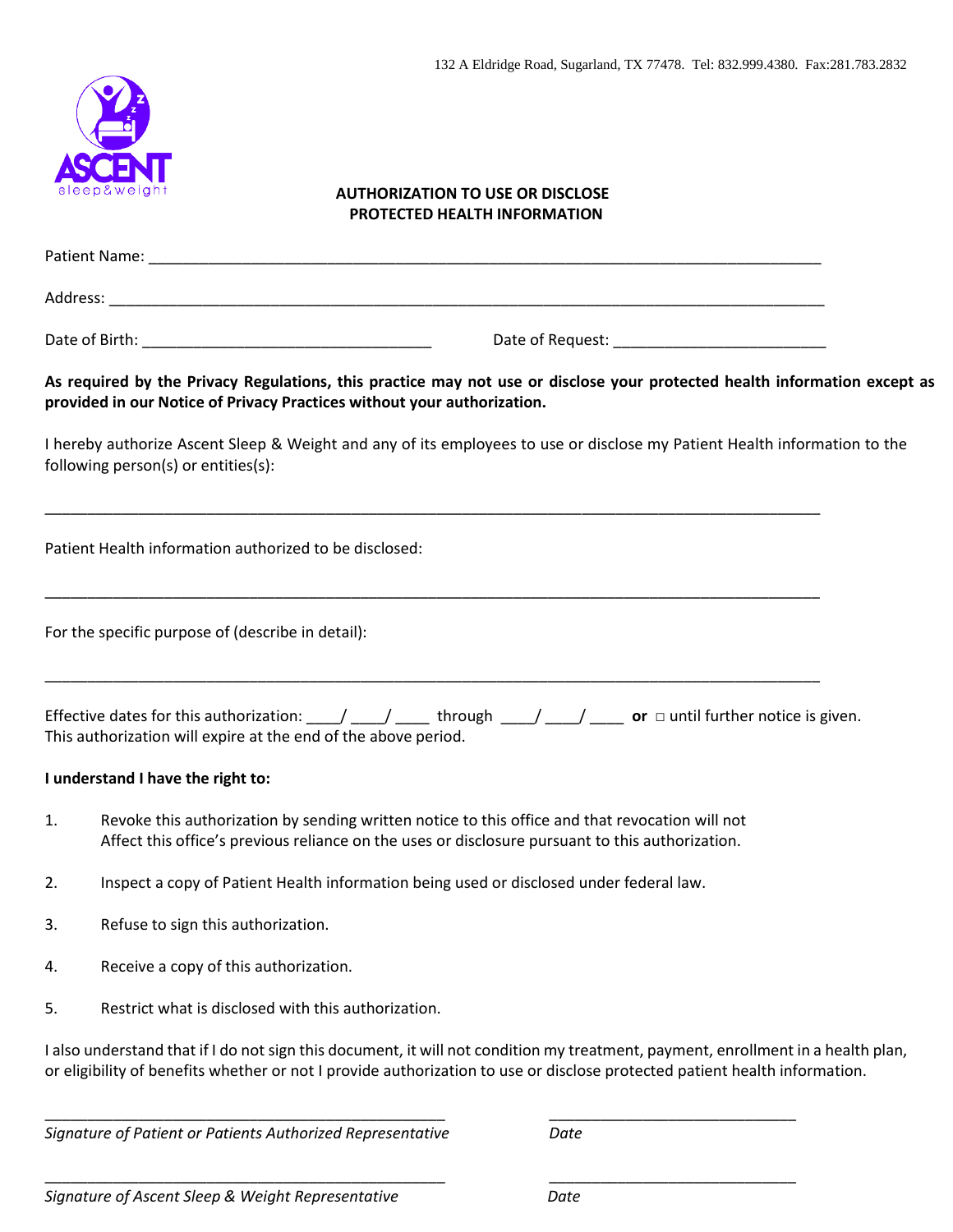132 A Eldridge Road, Sugarland, TX 77478. Tel: 832.999.4380. Fax:281.783.2832

ASCENT
sleep&weight

**AUTHORIZATION TO USE OR DISCLOSE PROTECTED HEALTH INFORMATION**

Patient Name: ___________________________________________________________________________

Address: ______________________________________________________________________________

Date of Birth: _________________________________ Date of Request: ________________________

**As required by the Privacy Regulations, this practice may not use or disclose your protected health information except as provided in our Notice of Privacy Practices without your authorization.**

I hereby authorize Ascent Sleep & Weight and any of its employees to use or disclose my Patient Health information to the following person(s) or entities(s):

_____________________________________________________________________________________

Patient Health information authorized to be disclosed:

_____________________________________________________________________________________

For the specific purpose of (describe in detail):

_____________________________________________________________________________________

Effective dates for this authorization: ____/ ____/ ____ through ____/ ____/ ____ **or** □ until further notice is given. This authorization will expire at the end of the above period.

**I understand I have the right to:**

1. Revoke this authorization by sending written notice to this office and that revocation will not Affect this office's previous reliance on the uses or disclosure pursuant to this authorization.
2. Inspect a copy of Patient Health information being used or disclosed under federal law.
3. Refuse to sign this authorization.
4. Receive a copy of this authorization.
5. Restrict what is disclosed with this authorization.

I also understand that if I do not sign this document, it will not condition my treatment, payment, enrollment in a health plan, or eligibility of benefits whether or not I provide authorization to use or disclose protected patient health information.

_______________________________________________ _____________________________

*Signature of Patient or Patients Authorized Representative* *Date*

_______________________________________________ _____________________________

*Signature of Ascent Sleep & Weight Representative* *Date*